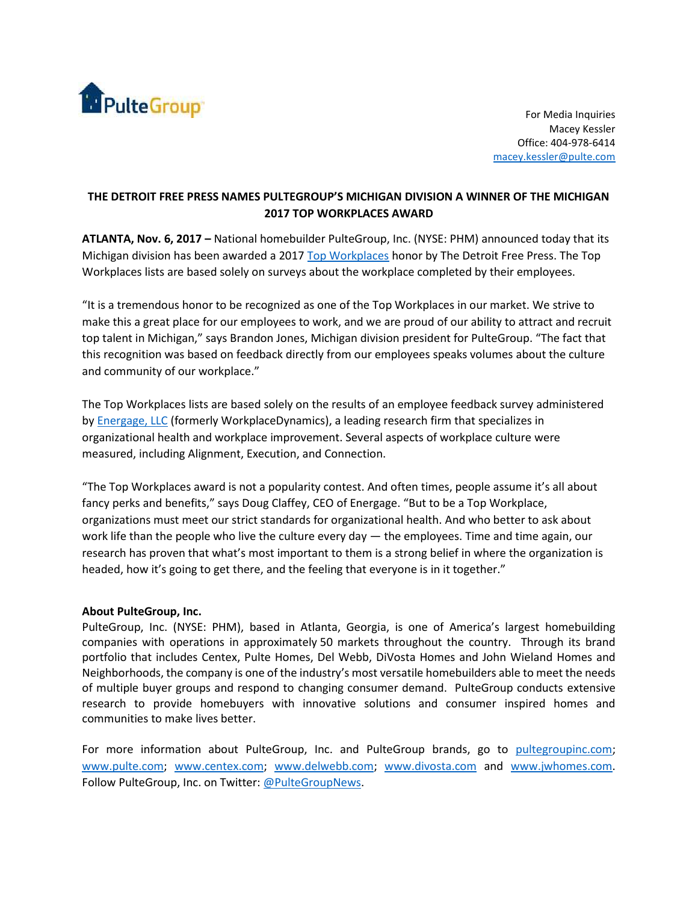PulteGroup

For Media Inquiries
Macey Kessler
Office: 404-978-6414
macey.kessler@pulte.com

# THE DETROIT FREE PRESS NAMES PULTEGROUP'S MICHIGAN DIVISION A WINNER OF THE MICHIGAN 2017 TOP WORKPLACES AWARD

**ATLANTA, Nov. 6, 2017 –** National homebuilder PulteGroup, Inc. (NYSE: PHM) announced today that its Michigan division has been awarded a 2017 Top Workplaces honor by The Detroit Free Press. The Top Workplaces lists are based solely on surveys about the workplace completed by their employees.

"It is a tremendous honor to be recognized as one of the Top Workplaces in our market. We strive to make this a great place for our employees to work, and we are proud of our ability to attract and recruit top talent in Michigan," says Brandon Jones, Michigan division president for PulteGroup. "The fact that this recognition was based on feedback directly from our employees speaks volumes about the culture and community of our workplace."

The Top Workplaces lists are based solely on the results of an employee feedback survey administered by Energage, LLC (formerly WorkplaceDynamics), a leading research firm that specializes in organizational health and workplace improvement. Several aspects of workplace culture were measured, including Alignment, Execution, and Connection.

"The Top Workplaces award is not a popularity contest. And often times, people assume it's all about fancy perks and benefits," says Doug Claffey, CEO of Energage. "But to be a Top Workplace, organizations must meet our strict standards for organizational health. And who better to ask about work life than the people who live the culture every day — the employees. Time and time again, our research has proven that what's most important to them is a strong belief in where the organization is headed, how it's going to get there, and the feeling that everyone is in it together."

**About PulteGroup, Inc.**
PulteGroup, Inc. (NYSE: PHM), based in Atlanta, Georgia, is one of America's largest homebuilding companies with operations in approximately 50 markets throughout the country. Through its brand portfolio that includes Centex, Pulte Homes, Del Webb, DiVosta Homes and John Wieland Homes and Neighborhoods, the company is one of the industry's most versatile homebuilders able to meet the needs of multiple buyer groups and respond to changing consumer demand. PulteGroup conducts extensive research to provide homebuyers with innovative solutions and consumer inspired homes and communities to make lives better.

For more information about PulteGroup, Inc. and PulteGroup brands, go to pultegroupinc.com; www.pulte.com; www.centex.com; www.delwebb.com; www.divosta.com and www.jwhomes.com. Follow PulteGroup, Inc. on Twitter: @PulteGroupNews.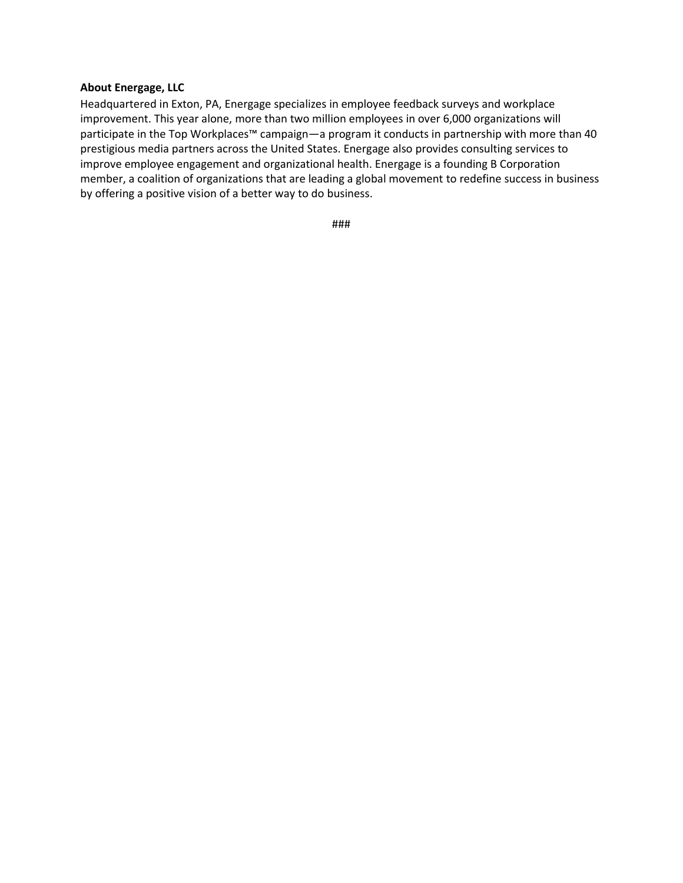**About Energage, LLC**

Headquartered in Exton, PA, Energage specializes in employee feedback surveys and workplace improvement. This year alone, more than two million employees in over 6,000 organizations will participate in the Top Workplaces™ campaign—a program it conducts in partnership with more than 40 prestigious media partners across the United States. Energage also provides consulting services to improve employee engagement and organizational health. Energage is a founding B Corporation member, a coalition of organizations that are leading a global movement to redefine success in business by offering a positive vision of a better way to do business.

###